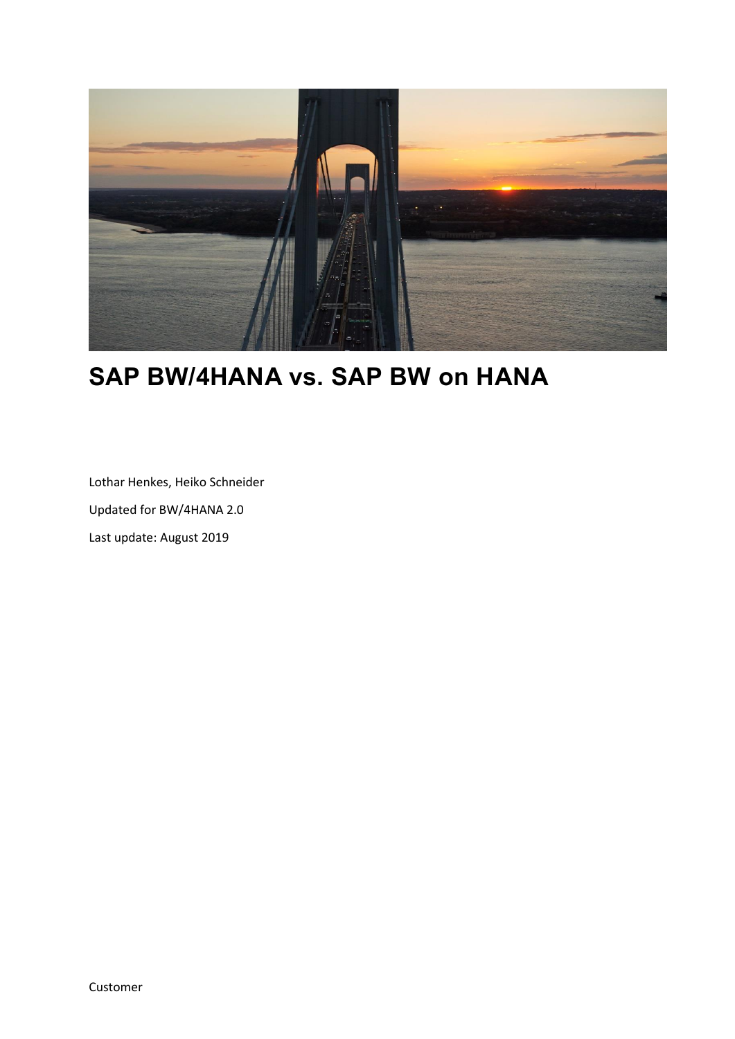# SAP BW/4HANA vs. SAP BW on HANA

Lothar Henkes, Heiko Schneider

Updated for BW/4HANA 2.0

Last update: August 2019

Customer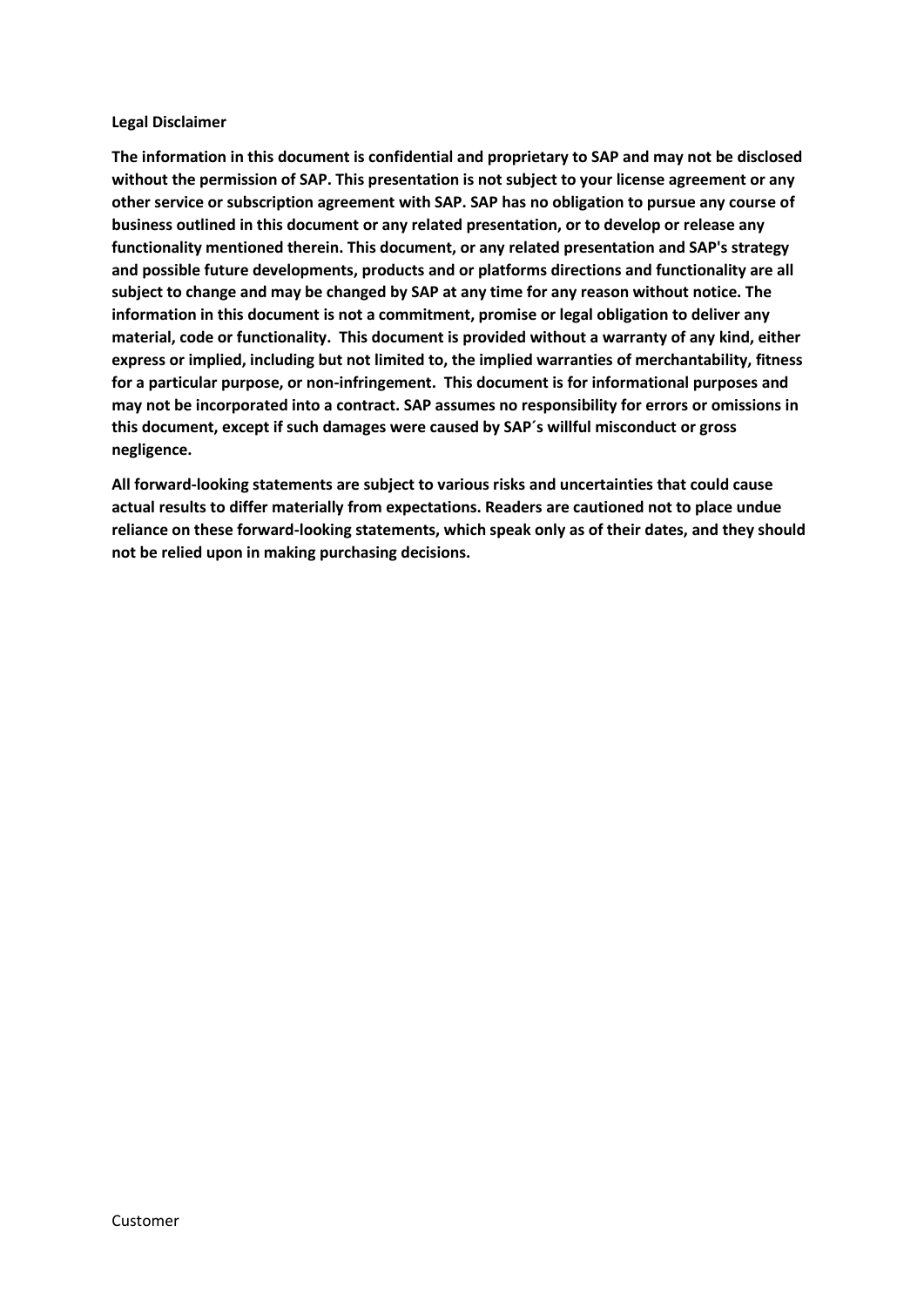**Legal Disclaimer**

**The information in this document is confidential and proprietary to SAP and may not be disclosed without the permission of SAP. This presentation is not subject to your license agreement or any other service or subscription agreement with SAP. SAP has no obligation to pursue any course of business outlined in this document or any related presentation, or to develop or release any functionality mentioned therein. This document, or any related presentation and SAP's strategy and possible future developments, products and or platforms directions and functionality are all subject to change and may be changed by SAP at any time for any reason without notice. The information in this document is not a commitment, promise or legal obligation to deliver any material, code or functionality. This document is provided without a warranty of any kind, either express or implied, including but not limited to, the implied warranties of merchantability, fitness for a particular purpose, or non-infringement. This document is for informational purposes and may not be incorporated into a contract. SAP assumes no responsibility for errors or omissions in this document, except if such damages were caused by SAP´s willful misconduct or gross negligence.**

**All forward-looking statements are subject to various risks and uncertainties that could cause actual results to differ materially from expectations. Readers are cautioned not to place undue reliance on these forward-looking statements, which speak only as of their dates, and they should not be relied upon in making purchasing decisions.**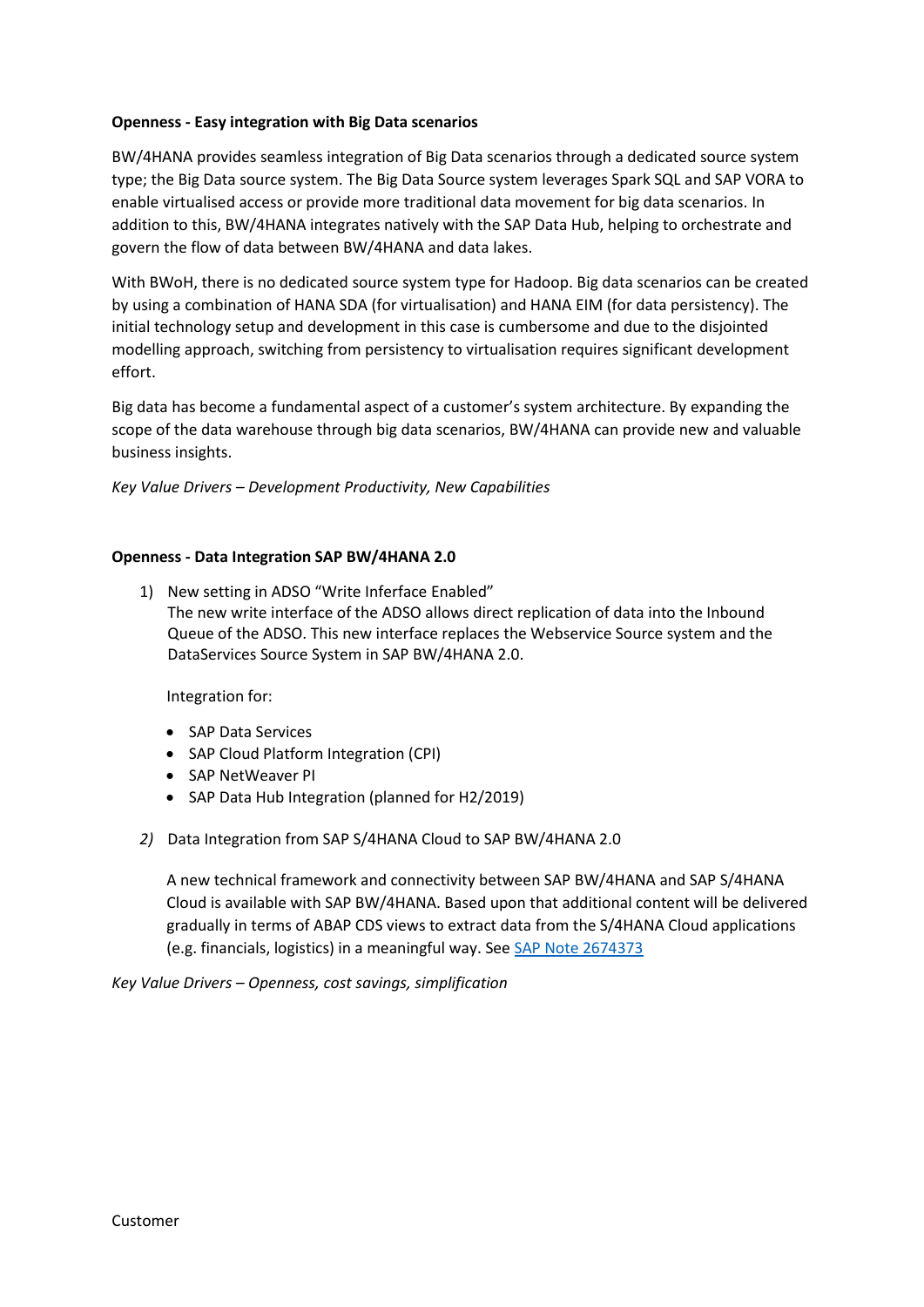**Openness - Easy integration with Big Data scenarios**

BW/4HANA provides seamless integration of Big Data scenarios through a dedicated source system type; the Big Data source system. The Big Data Source system leverages Spark SQL and SAP VORA to enable virtualised access or provide more traditional data movement for big data scenarios. In addition to this, BW/4HANA integrates natively with the SAP Data Hub, helping to orchestrate and govern the flow of data between BW/4HANA and data lakes.

With BWoH, there is no dedicated source system type for Hadoop. Big data scenarios can be created by using a combination of HANA SDA (for virtualisation) and HANA EIM (for data persistency). The initial technology setup and development in this case is cumbersome and due to the disjointed modelling approach, switching from persistency to virtualisation requires significant development effort.

Big data has become a fundamental aspect of a customer's system architecture. By expanding the scope of the data warehouse through big data scenarios, BW/4HANA can provide new and valuable business insights.

*Key Value Drivers – Development Productivity, New Capabilities*

**Openness - Data Integration SAP BW/4HANA 2.0**

1) New setting in ADSO "Write Inferface Enabled"
   The new write interface of the ADSO allows direct replication of data into the Inbound Queue of the ADSO. This new interface replaces the Webservice Source system and the DataServices Source System in SAP BW/4HANA 2.0.

   Integration for:

   - SAP Data Services
   - SAP Cloud Platform Integration (CPI)
   - SAP NetWeaver PI
   - SAP Data Hub Integration (planned for H2/2019)

2) Data Integration from SAP S/4HANA Cloud to SAP BW/4HANA 2.0

   A new technical framework and connectivity between SAP BW/4HANA and SAP S/4HANA Cloud is available with SAP BW/4HANA. Based upon that additional content will be delivered gradually in terms of ABAP CDS views to extract data from the S/4HANA Cloud applications (e.g. financials, logistics) in a meaningful way. See SAP Note 2674373

*Key Value Drivers – Openness, cost savings, simplification*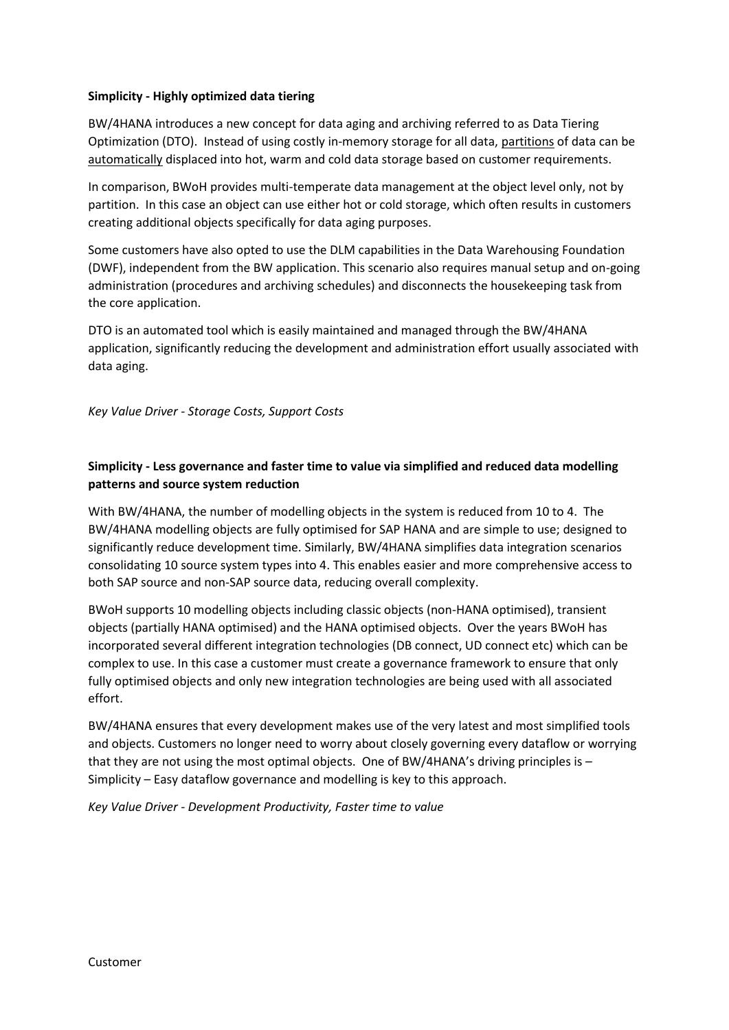**Simplicity - Highly optimized data tiering**

BW/4HANA introduces a new concept for data aging and archiving referred to as Data Tiering Optimization (DTO). Instead of using costly in-memory storage for all data, <u>partitions</u> of data can be <u>automatically</u> displaced into hot, warm and cold data storage based on customer requirements.

In comparison, BWoH provides multi-temperate data management at the object level only, not by partition. In this case an object can use either hot or cold storage, which often results in customers creating additional objects specifically for data aging purposes.

Some customers have also opted to use the DLM capabilities in the Data Warehousing Foundation (DWF), independent from the BW application. This scenario also requires manual setup and on-going administration (procedures and archiving schedules) and disconnects the housekeeping task from the core application.

DTO is an automated tool which is easily maintained and managed through the BW/4HANA application, significantly reducing the development and administration effort usually associated with data aging.

*Key Value Driver - Storage Costs, Support Costs*

**Simplicity - Less governance and faster time to value via simplified and reduced data modelling patterns and source system reduction**

With BW/4HANA, the number of modelling objects in the system is reduced from 10 to 4. The BW/4HANA modelling objects are fully optimised for SAP HANA and are simple to use; designed to significantly reduce development time. Similarly, BW/4HANA simplifies data integration scenarios consolidating 10 source system types into 4. This enables easier and more comprehensive access to both SAP source and non-SAP source data, reducing overall complexity.

BWoH supports 10 modelling objects including classic objects (non-HANA optimised), transient objects (partially HANA optimised) and the HANA optimised objects. Over the years BWoH has incorporated several different integration technologies (DB connect, UD connect etc) which can be complex to use. In this case a customer must create a governance framework to ensure that only fully optimised objects and only new integration technologies are being used with all associated effort.

BW/4HANA ensures that every development makes use of the very latest and most simplified tools and objects. Customers no longer need to worry about closely governing every dataflow or worrying that they are not using the most optimal objects. One of BW/4HANA's driving principles is – Simplicity – Easy dataflow governance and modelling is key to this approach.

*Key Value Driver - Development Productivity, Faster time to value*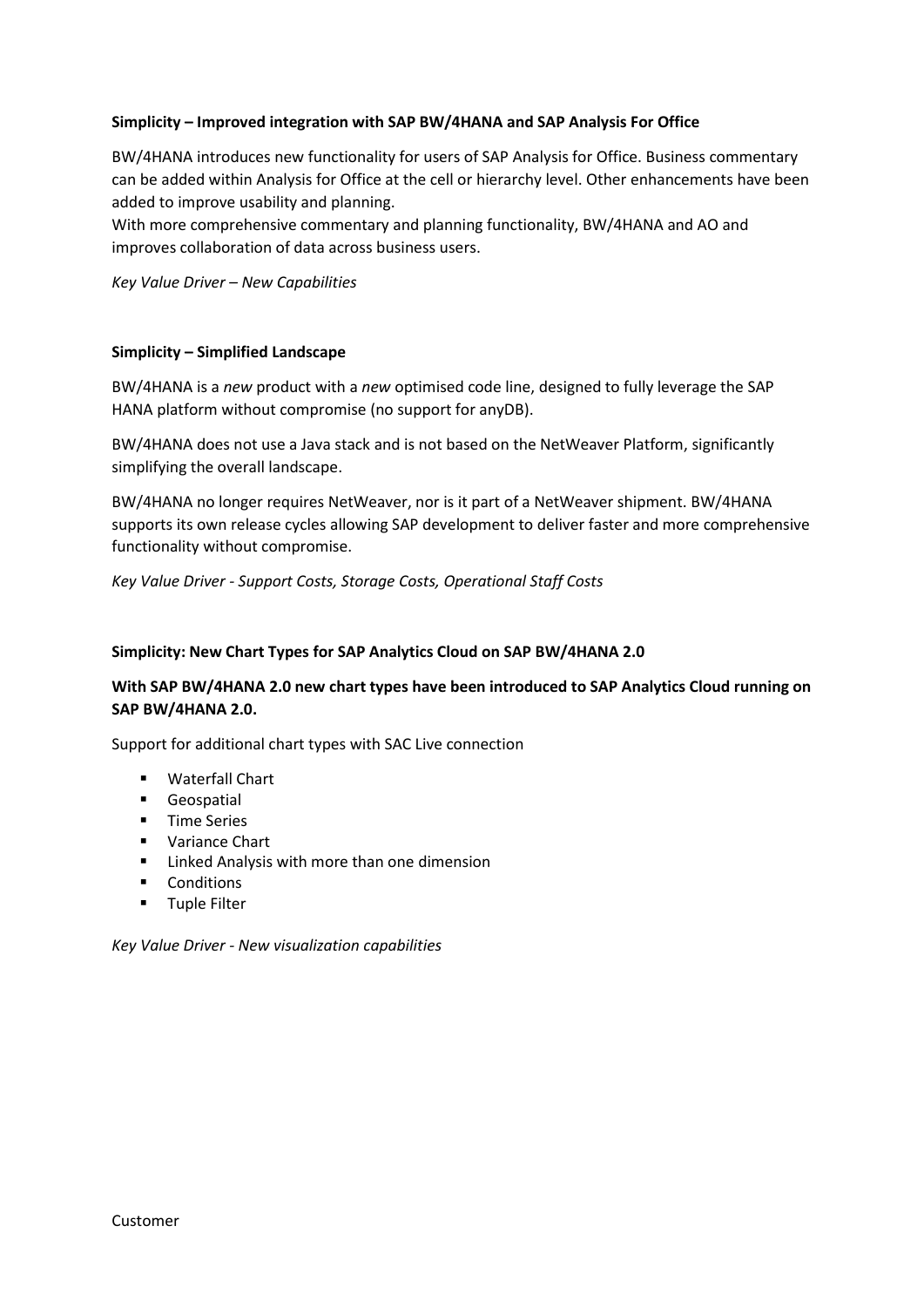**Simplicity – Improved integration with SAP BW/4HANA and SAP Analysis For Office**

BW/4HANA introduces new functionality for users of SAP Analysis for Office. Business commentary can be added within Analysis for Office at the cell or hierarchy level. Other enhancements have been added to improve usability and planning.
With more comprehensive commentary and planning functionality, BW/4HANA and AO and improves collaboration of data across business users.

*Key Value Driver – New Capabilities*

**Simplicity – Simplified Landscape**

BW/4HANA is a *new* product with a *new* optimised code line, designed to fully leverage the SAP HANA platform without compromise (no support for anyDB).

BW/4HANA does not use a Java stack and is not based on the NetWeaver Platform, significantly simplifying the overall landscape.

BW/4HANA no longer requires NetWeaver, nor is it part of a NetWeaver shipment. BW/4HANA supports its own release cycles allowing SAP development to deliver faster and more comprehensive functionality without compromise.

*Key Value Driver - Support Costs, Storage Costs, Operational Staff Costs*

**Simplicity: New Chart Types for SAP Analytics Cloud on SAP BW/4HANA 2.0**

**With SAP BW/4HANA 2.0 new chart types have been introduced to SAP Analytics Cloud running on SAP BW/4HANA 2.0.**

Support for additional chart types with SAC Live connection

- Waterfall Chart
- Geospatial
- Time Series
- Variance Chart
- Linked Analysis with more than one dimension
- Conditions
- Tuple Filter

*Key Value Driver - New visualization capabilities*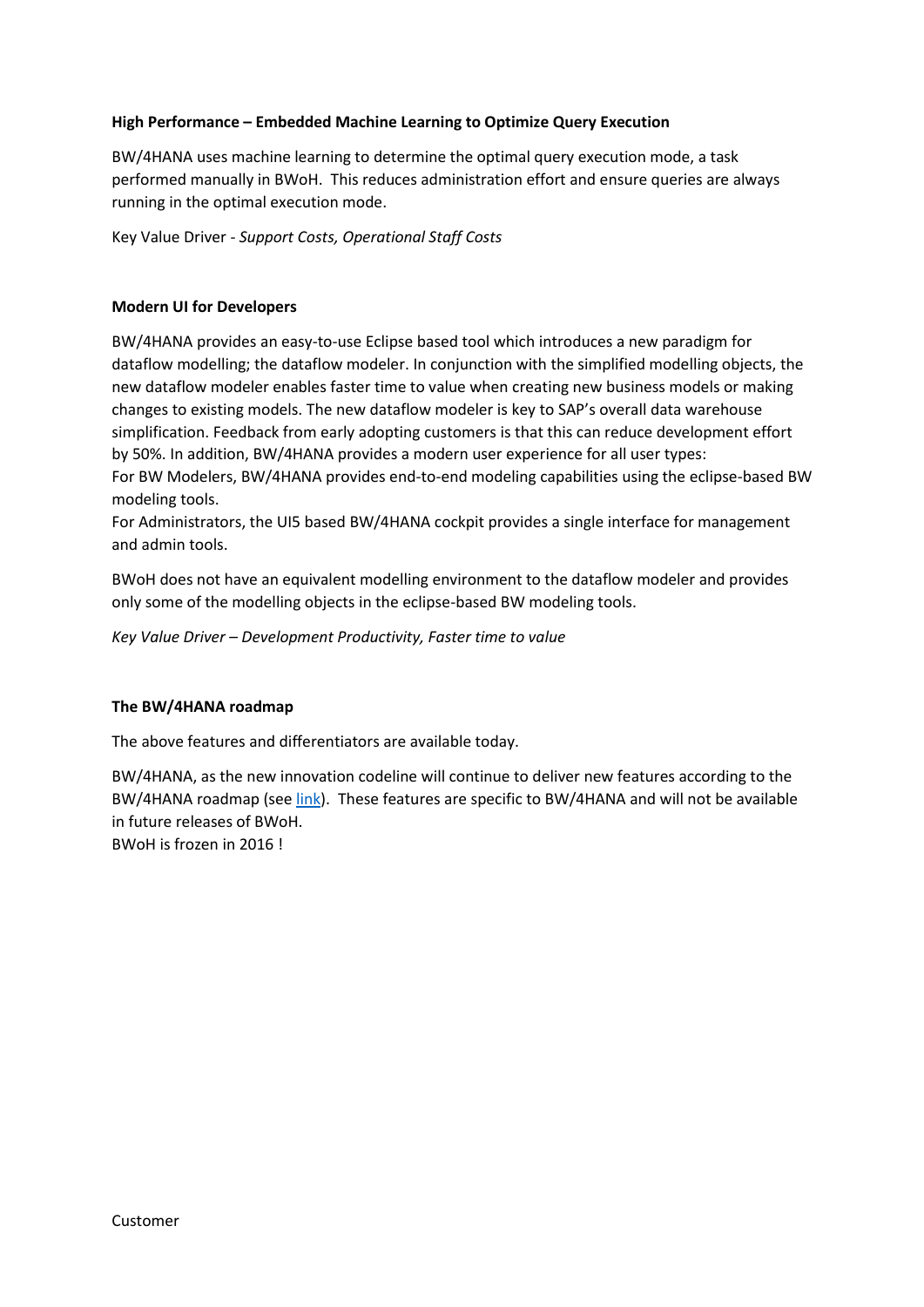**High Performance – Embedded Machine Learning to Optimize Query Execution**

BW/4HANA uses machine learning to determine the optimal query execution mode, a task performed manually in BWoH. This reduces administration effort and ensure queries are always running in the optimal execution mode.

Key Value Driver - *Support Costs, Operational Staff Costs*

**Modern UI for Developers**

BW/4HANA provides an easy-to-use Eclipse based tool which introduces a new paradigm for dataflow modelling; the dataflow modeler. In conjunction with the simplified modelling objects, the new dataflow modeler enables faster time to value when creating new business models or making changes to existing models. The new dataflow modeler is key to SAP's overall data warehouse simplification. Feedback from early adopting customers is that this can reduce development effort by 50%. In addition, BW/4HANA provides a modern user experience for all user types:
For BW Modelers, BW/4HANA provides end-to-end modeling capabilities using the eclipse-based BW modeling tools.
For Administrators, the UI5 based BW/4HANA cockpit provides a single interface for management and admin tools.

BWoH does not have an equivalent modelling environment to the dataflow modeler and provides only some of the modelling objects in the eclipse-based BW modeling tools.

*Key Value Driver – Development Productivity, Faster time to value*

**The BW/4HANA roadmap**

The above features and differentiators are available today.

BW/4HANA, as the new innovation codeline will continue to deliver new features according to the BW/4HANA roadmap (see link). These features are specific to BW/4HANA and will not be available in future releases of BWoH.
BWoH is frozen in 2016 !